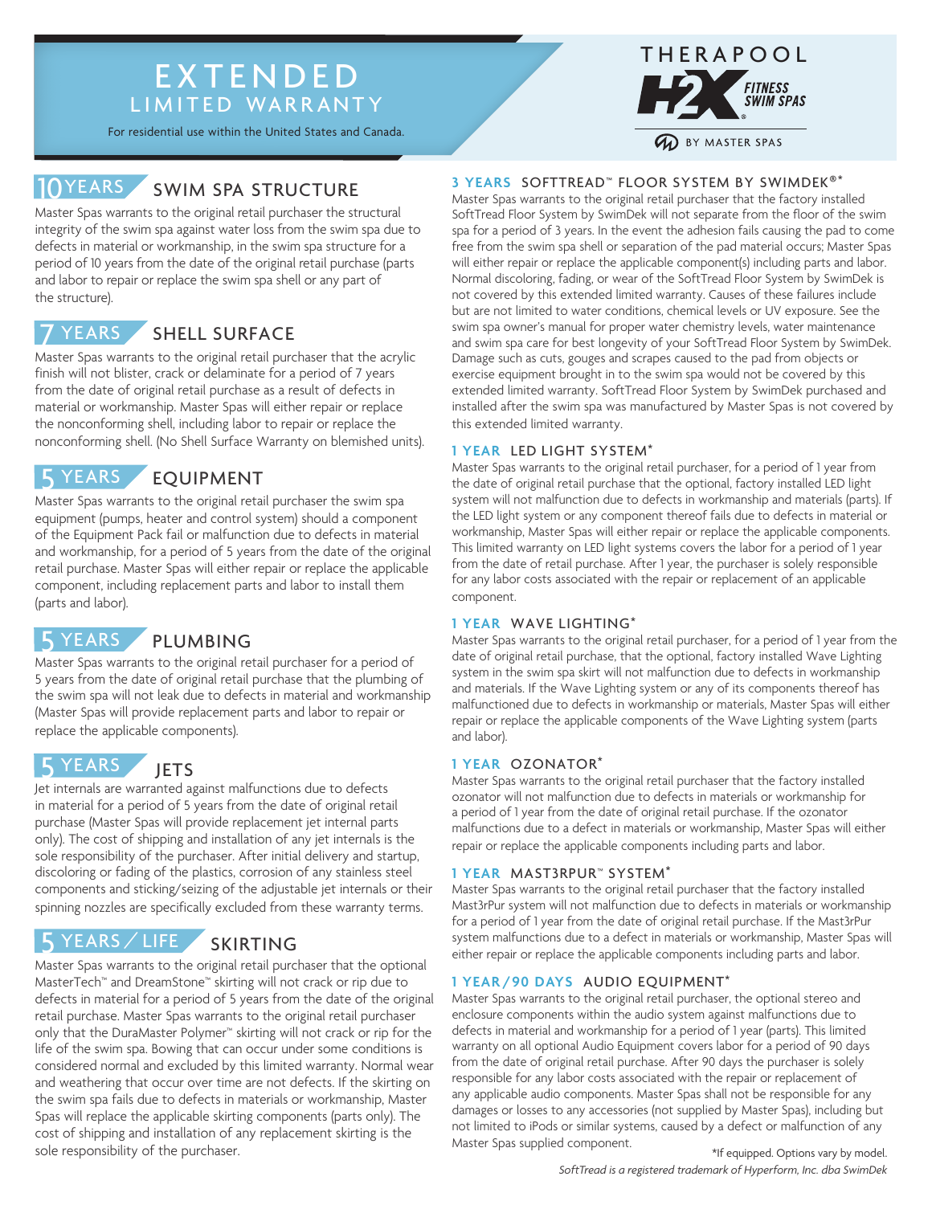# EXTENDED LIMITED WARRANTY

For residential use within the United States and Canada.

THERAPOOL H2X FITNESS SWIM SPAS BY MASTER SPAS

## 10 YEARS SWIM SPA STRUCTURE

Master Spas warrants to the original retail purchaser the structural integrity of the swim spa against water loss from the swim spa due to defects in material or workmanship, in the swim spa structure for a period of 10 years from the date of the original retail purchase (parts and labor to repair or replace the swim spa shell or any part of the structure).

## 7 YEARS SHELL SURFACE

Master Spas warrants to the original retail purchaser that the acrylic finish will not blister, crack or delaminate for a period of 7 years from the date of original retail purchase as a result of defects in material or workmanship. Master Spas will either repair or replace the nonconforming shell, including labor to repair or replace the nonconforming shell. (No Shell Surface Warranty on blemished units).

## 5 YEARS EQUIPMENT

Master Spas warrants to the original retail purchaser the swim spa equipment (pumps, heater and control system) should a component of the Equipment Pack fail or malfunction due to defects in material and workmanship, for a period of 5 years from the date of the original retail purchase. Master Spas will either repair or replace the applicable component, including replacement parts and labor to install them (parts and labor).

## 5 YEARS PLUMBING

Master Spas warrants to the original retail purchaser for a period of 5 years from the date of original retail purchase that the plumbing of the swim spa will not leak due to defects in material and workmanship (Master Spas will provide replacement parts and labor to repair or replace the applicable components).

## 5 YEARS JETS

Jet internals are warranted against malfunctions due to defects in material for a period of 5 years from the date of original retail purchase (Master Spas will provide replacement jet internal parts only). The cost of shipping and installation of any jet internals is the sole responsibility of the purchaser. After initial delivery and startup, discoloring or fading of the plastics, corrosion of any stainless steel components and sticking/seizing of the adjustable jet internals or their spinning nozzles are specifically excluded from these warranty terms.

## 5 YEARS / LIFE SKIRTING

Master Spas warrants to the original retail purchaser that the optional MasterTech™ and DreamStone™ skirting will not crack or rip due to defects in material for a period of 5 years from the date of the original retail purchase. Master Spas warrants to the original retail purchaser only that the DuraMaster Polymer™ skirting will not crack or rip for the life of the swim spa. Bowing that can occur under some conditions is considered normal and excluded by this limited warranty. Normal wear and weathering that occur over time are not defects. If the skirting on the swim spa fails due to defects in materials or workmanship, Master Spas will replace the applicable skirting components (parts only). The cost of shipping and installation of any replacement skirting is the sole responsibility of the purchaser.

## 3 YEARS SOFTTREAD™ FLOOR SYSTEM BY SWIMDEK®*

Master Spas warrants to the original retail purchaser that the factory installed SoftTread Floor System by SwimDek will not separate from the floor of the swim spa for a period of 3 years. In the event the adhesion fails causing the pad to come free from the swim spa shell or separation of the pad material occurs; Master Spas will either repair or replace the applicable component(s) including parts and labor. Normal discoloring, fading, or wear of the SoftTread Floor System by SwimDek is not covered by this extended limited warranty. Causes of these failures include but are not limited to water conditions, chemical levels or UV exposure. See the swim spa owner's manual for proper water chemistry levels, water maintenance and swim spa care for best longevity of your SoftTread Floor System by SwimDek. Damage such as cuts, gouges and scrapes caused to the pad from objects or exercise equipment brought in to the swim spa would not be covered by this extended limited warranty. SoftTread Floor System by SwimDek purchased and installed after the swim spa was manufactured by Master Spas is not covered by this extended limited warranty.

## 1 YEAR LED LIGHT SYSTEM*

Master Spas warrants to the original retail purchaser, for a period of 1 year from the date of original retail purchase that the optional, factory installed LED light system will not malfunction due to defects in workmanship and materials (parts). If the LED light system or any component thereof fails due to defects in material or workmanship, Master Spas will either repair or replace the applicable components. This limited warranty on LED light systems covers the labor for a period of 1 year from the date of retail purchase. After 1 year, the purchaser is solely responsible for any labor costs associated with the repair or replacement of an applicable component.

## 1 YEAR WAVE LIGHTING*

Master Spas warrants to the original retail purchaser, for a period of 1 year from the date of original retail purchase, that the optional, factory installed Wave Lighting system in the swim spa skirt will not malfunction due to defects in workmanship and materials. If the Wave Lighting system or any of its components thereof has malfunctioned due to defects in workmanship or materials, Master Spas will either repair or replace the applicable components of the Wave Lighting system (parts and labor).

## 1 YEAR OZONATOR*

Master Spas warrants to the original retail purchaser that the factory installed ozonator will not malfunction due to defects in materials or workmanship for a period of 1 year from the date of original retail purchase. If the ozonator malfunctions due to a defect in materials or workmanship, Master Spas will either repair or replace the applicable components including parts and labor.

## 1 YEAR MAST3RPUR™ SYSTEM*

Master Spas warrants to the original retail purchaser that the factory installed Mast3rPur system will not malfunction due to defects in materials or workmanship for a period of 1 year from the date of original retail purchase. If the Mast3rPur system malfunctions due to a defect in materials or workmanship, Master Spas will either repair or replace the applicable components including parts and labor.

## 1 YEAR/90 DAYS AUDIO EQUIPMENT*

Master Spas warrants to the original retail purchaser, the optional stereo and enclosure components within the audio system against malfunctions due to defects in material and workmanship for a period of 1 year (parts). This limited warranty on all optional Audio Equipment covers labor for a period of 90 days from the date of original retail purchase. After 90 days the purchaser is solely responsible for any labor costs associated with the repair or replacement of any applicable audio components. Master Spas shall not be responsible for any damages or losses to any accessories (not supplied by Master Spas), including but not limited to iPods or similar systems, caused by a defect or malfunction of any Master Spas supplied component.

*If equipped. Options vary by model.

*SoftTread is a registered trademark of Hyperform, Inc. dba SwimDek*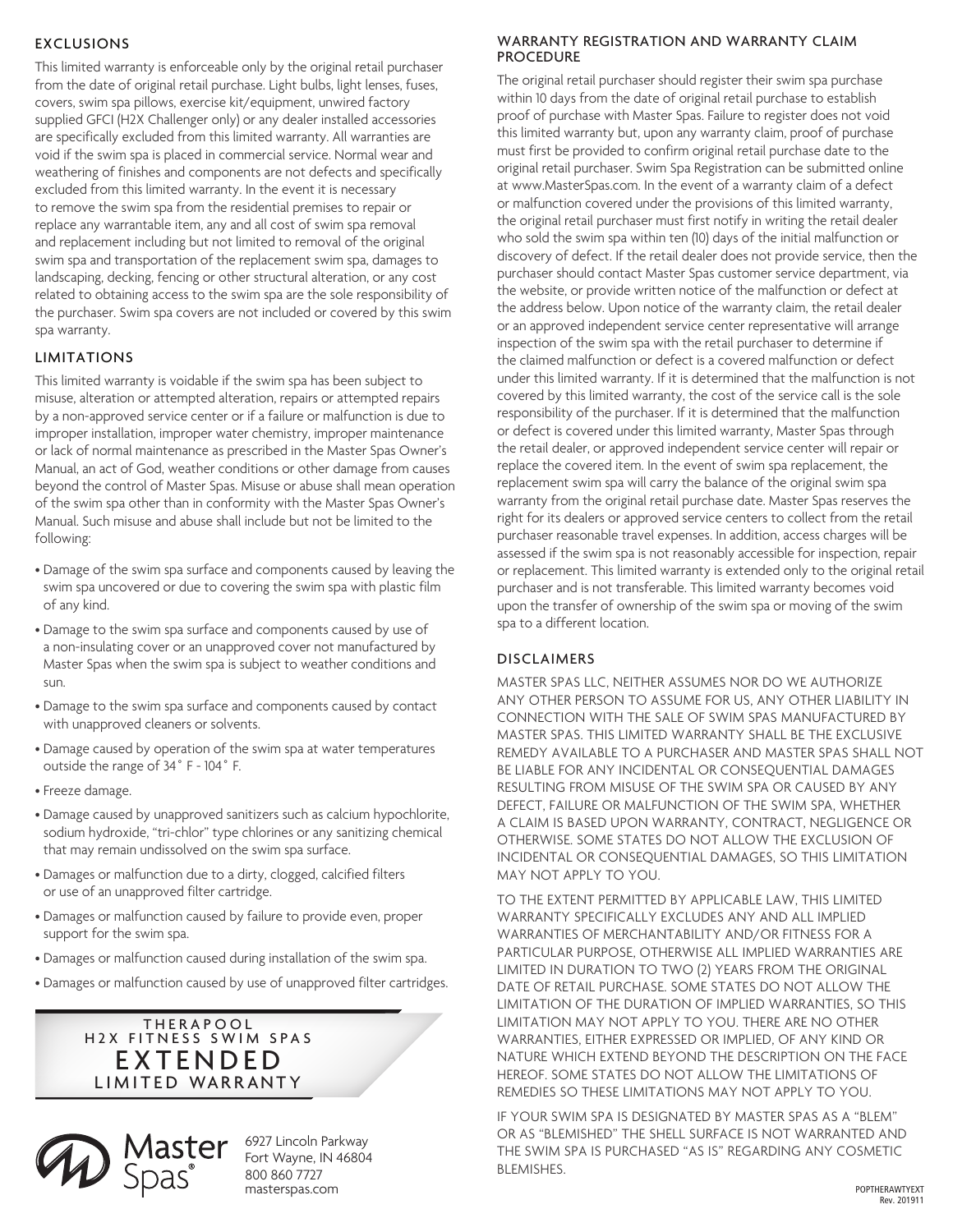## EXCLUSIONS

This limited warranty is enforceable only by the original retail purchaser from the date of original retail purchase. Light bulbs, light lenses, fuses, covers, swim spa pillows, exercise kit/equipment, unwired factory supplied GFCI (H2X Challenger only) or any dealer installed accessories are specifically excluded from this limited warranty. All warranties are void if the swim spa is placed in commercial service. Normal wear and weathering of finishes and components are not defects and specifically excluded from this limited warranty. In the event it is necessary to remove the swim spa from the residential premises to repair or replace any warrantable item, any and all cost of swim spa removal and replacement including but not limited to removal of the original swim spa and transportation of the replacement swim spa, damages to landscaping, decking, fencing or other structural alteration, or any cost related to obtaining access to the swim spa are the sole responsibility of the purchaser. Swim spa covers are not included or covered by this swim spa warranty.

## LIMITATIONS

This limited warranty is voidable if the swim spa has been subject to misuse, alteration or attempted alteration, repairs or attempted repairs by a non-approved service center or if a failure or malfunction is due to improper installation, improper water chemistry, improper maintenance or lack of normal maintenance as prescribed in the Master Spas Owner's Manual, an act of God, weather conditions or other damage from causes beyond the control of Master Spas. Misuse or abuse shall mean operation of the swim spa other than in conformity with the Master Spas Owner's Manual. Such misuse and abuse shall include but not be limited to the following:

- Damage of the swim spa surface and components caused by leaving the swim spa uncovered or due to covering the swim spa with plastic film of any kind.
- Damage to the swim spa surface and components caused by use of a non-insulating cover or an unapproved cover not manufactured by Master Spas when the swim spa is subject to weather conditions and sun.
- Damage to the swim spa surface and components caused by contact with unapproved cleaners or solvents.
- Damage caused by operation of the swim spa at water temperatures outside the range of 34˚ F - 104˚ F.
- Freeze damage.
- Damage caused by unapproved sanitizers such as calcium hypochlorite, sodium hydroxide, "tri-chlor" type chlorines or any sanitizing chemical that may remain undissolved on the swim spa surface.
- Damages or malfunction due to a dirty, clogged, calcified filters or use of an unapproved filter cartridge.
- Damages or malfunction caused by failure to provide even, proper support for the swim spa.
- Damages or malfunction caused during installation of the swim spa.
- Damages or malfunction caused by use of unapproved filter cartridges.

THERAPOOL
H2X FITNESS SWIM SPAS
EXTENDED
LIMITED WARRANTY

Master Spas®
6927 Lincoln Parkway
Fort Wayne, IN 46804
800 860 7727
masterspas.com

## WARRANTY REGISTRATION AND WARRANTY CLAIM PROCEDURE

The original retail purchaser should register their swim spa purchase within 10 days from the date of original retail purchase to establish proof of purchase with Master Spas. Failure to register does not void this limited warranty but, upon any warranty claim, proof of purchase must first be provided to confirm original retail purchase date to the original retail purchaser. Swim Spa Registration can be submitted online at www.MasterSpas.com. In the event of a warranty claim of a defect or malfunction covered under the provisions of this limited warranty, the original retail purchaser must first notify in writing the retail dealer who sold the swim spa within ten (10) days of the initial malfunction or discovery of defect. If the retail dealer does not provide service, then the purchaser should contact Master Spas customer service department, via the website, or provide written notice of the malfunction or defect at the address below. Upon notice of the warranty claim, the retail dealer or an approved independent service center representative will arrange inspection of the swim spa with the retail purchaser to determine if the claimed malfunction or defect is a covered malfunction or defect under this limited warranty. If it is determined that the malfunction is not covered by this limited warranty, the cost of the service call is the sole responsibility of the purchaser. If it is determined that the malfunction or defect is covered under this limited warranty, Master Spas through the retail dealer, or approved independent service center will repair or replace the covered item. In the event of swim spa replacement, the replacement swim spa will carry the balance of the original swim spa warranty from the original retail purchase date. Master Spas reserves the right for its dealers or approved service centers to collect from the retail purchaser reasonable travel expenses. In addition, access charges will be assessed if the swim spa is not reasonably accessible for inspection, repair or replacement. This limited warranty is extended only to the original retail purchaser and is not transferable. This limited warranty becomes void upon the transfer of ownership of the swim spa or moving of the swim spa to a different location.

## DISCLAIMERS

MASTER SPAS LLC, NEITHER ASSUMES NOR DO WE AUTHORIZE ANY OTHER PERSON TO ASSUME FOR US, ANY OTHER LIABILITY IN CONNECTION WITH THE SALE OF SWIM SPAS MANUFACTURED BY MASTER SPAS. THIS LIMITED WARRANTY SHALL BE THE EXCLUSIVE REMEDY AVAILABLE TO A PURCHASER AND MASTER SPAS SHALL NOT BE LIABLE FOR ANY INCIDENTAL OR CONSEQUENTIAL DAMAGES RESULTING FROM MISUSE OF THE SWIM SPA OR CAUSED BY ANY DEFECT, FAILURE OR MALFUNCTION OF THE SWIM SPA, WHETHER A CLAIM IS BASED UPON WARRANTY, CONTRACT, NEGLIGENCE OR OTHERWISE. SOME STATES DO NOT ALLOW THE EXCLUSION OF INCIDENTAL OR CONSEQUENTIAL DAMAGES, SO THIS LIMITATION MAY NOT APPLY TO YOU.

TO THE EXTENT PERMITTED BY APPLICABLE LAW, THIS LIMITED WARRANTY SPECIFICALLY EXCLUDES ANY AND ALL IMPLIED WARRANTIES OF MERCHANTABILITY AND/OR FITNESS FOR A PARTICULAR PURPOSE, OTHERWISE ALL IMPLIED WARRANTIES ARE LIMITED IN DURATION TO TWO (2) YEARS FROM THE ORIGINAL DATE OF RETAIL PURCHASE. SOME STATES DO NOT ALLOW THE LIMITATION OF THE DURATION OF IMPLIED WARRANTIES, SO THIS LIMITATION MAY NOT APPLY TO YOU. THERE ARE NO OTHER WARRANTIES, EITHER EXPRESSED OR IMPLIED, OF ANY KIND OR NATURE WHICH EXTEND BEYOND THE DESCRIPTION ON THE FACE HEREOF. SOME STATES DO NOT ALLOW THE LIMITATIONS OF REMEDIES SO THESE LIMITATIONS MAY NOT APPLY TO YOU.

IF YOUR SWIM SPA IS DESIGNATED BY MASTER SPAS AS A "BLEM" OR AS "BLEMISHED" THE SHELL SURFACE IS NOT WARRANTED AND THE SWIM SPA IS PURCHASED "AS IS" REGARDING ANY COSMETIC BLEMISHES.

POPTHERAWTYEXT
Rev. 201911